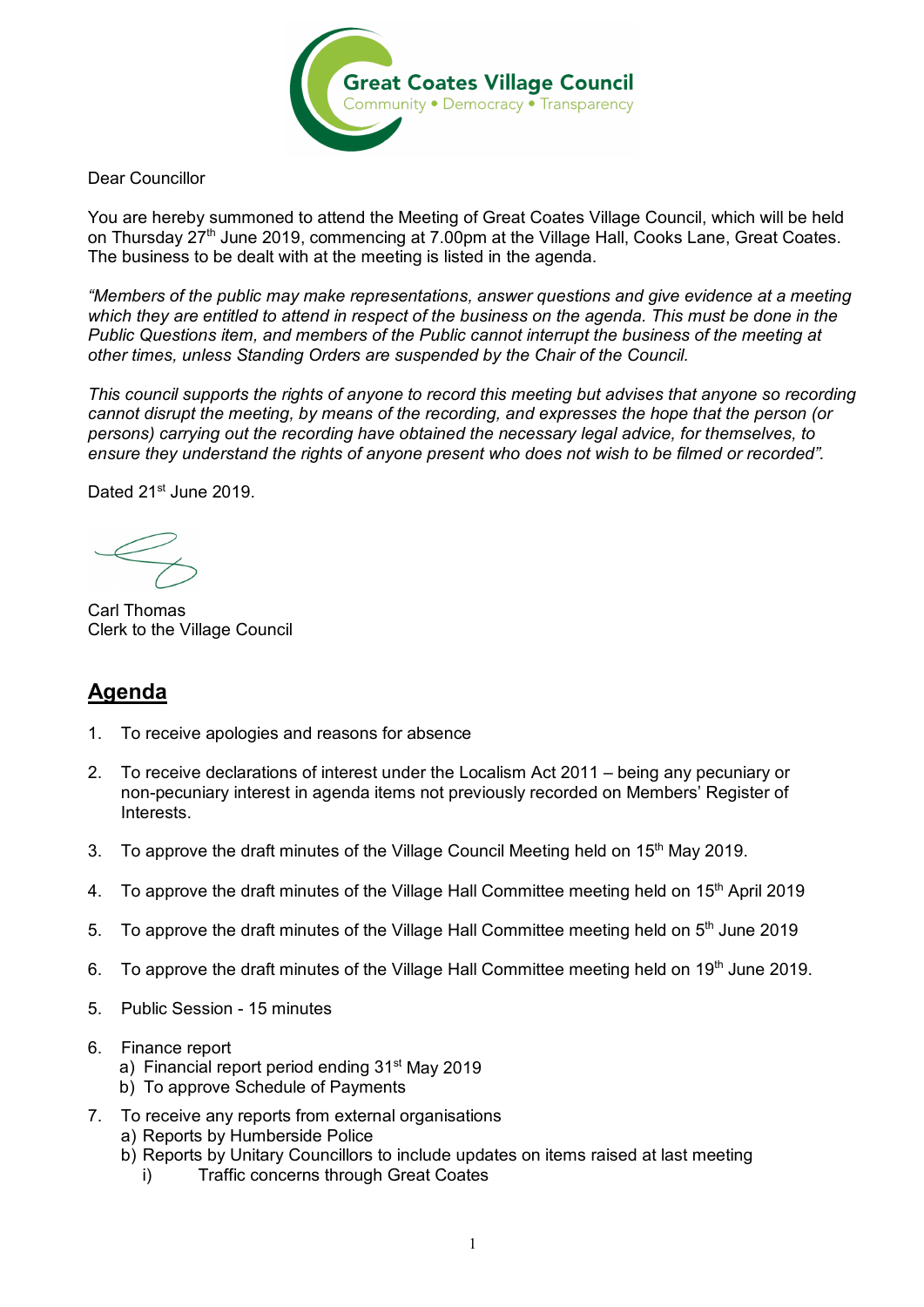Great Coates Village Council
Community • Democracy • Transparency

Dear Councillor

You are hereby summoned to attend the Meeting of Great Coates Village Council, which will be held on Thursday 27th June 2019, commencing at 7.00pm at the Village Hall, Cooks Lane, Great Coates. The business to be dealt with at the meeting is listed in the agenda.

*"Members of the public may make representations, answer questions and give evidence at a meeting which they are entitled to attend in respect of the business on the agenda. This must be done in the Public Questions item, and members of the Public cannot interrupt the business of the meeting at other times, unless Standing Orders are suspended by the Chair of the Council.*

*This council supports the rights of anyone to record this meeting but advises that anyone so recording cannot disrupt the meeting, by means of the recording, and expresses the hope that the person (or persons) carrying out the recording have obtained the necessary legal advice, for themselves, to ensure they understand the rights of anyone present who does not wish to be filmed or recorded".*

Dated 21st June 2019.

Carl Thomas
Clerk to the Village Council

## Agenda

1. To receive apologies and reasons for absence

2. To receive declarations of interest under the Localism Act 2011 – being any pecuniary or non-pecuniary interest in agenda items not previously recorded on Members' Register of Interests.

3. To approve the draft minutes of the Village Council Meeting held on 15th May 2019.

4. To approve the draft minutes of the Village Hall Committee meeting held on 15th April 2019

5. To approve the draft minutes of the Village Hall Committee meeting held on 5th June 2019

6. To approve the draft minutes of the Village Hall Committee meeting held on 19th June 2019.

5. Public Session - 15 minutes

6. Finance report
   a) Financial report period ending 31st May 2019
   b) To approve Schedule of Payments

7. To receive any reports from external organisations
   a) Reports by Humberside Police
   b) Reports by Unitary Councillors to include updates on items raised at last meeting
      i) Traffic concerns through Great Coates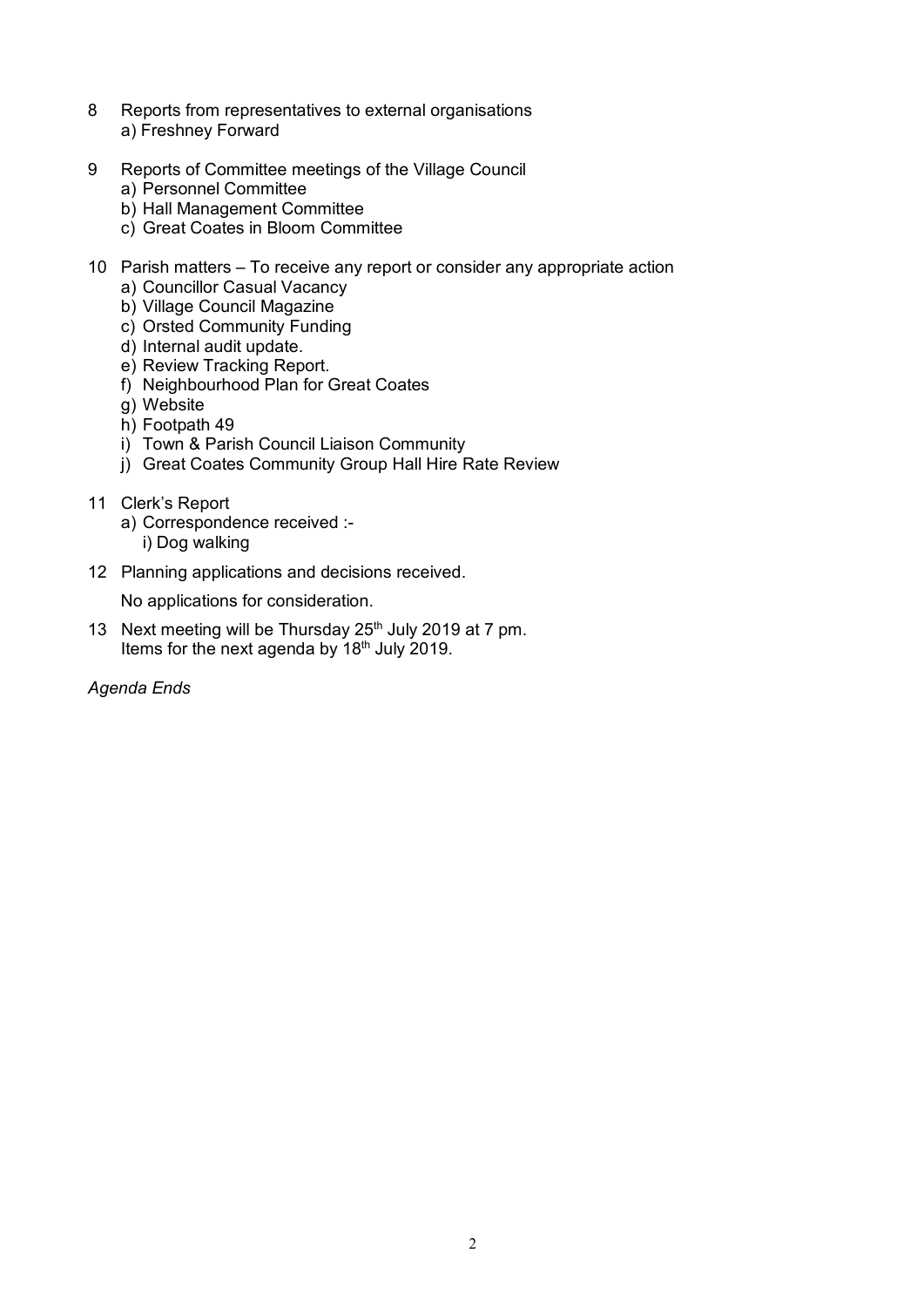8 Reports from representatives to external organisations
   a) Freshney Forward

9 Reports of Committee meetings of the Village Council
   a) Personnel Committee
   b) Hall Management Committee
   c) Great Coates in Bloom Committee

10 Parish matters – To receive any report or consider any appropriate action
   a) Councillor Casual Vacancy
   b) Village Council Magazine
   c) Orsted Community Funding
   d) Internal audit update.
   e) Review Tracking Report.
   f) Neighbourhood Plan for Great Coates
   g) Website
   h) Footpath 49
   i) Town & Parish Council Liaison Community
   j) Great Coates Community Group Hall Hire Rate Review

11 Clerk's Report
   a) Correspondence received :-
      i) Dog walking

12 Planning applications and decisions received.

   No applications for consideration.

13 Next meeting will be Thursday 25th July 2019 at 7 pm.
   Items for the next agenda by 18th July 2019.

*Agenda Ends*